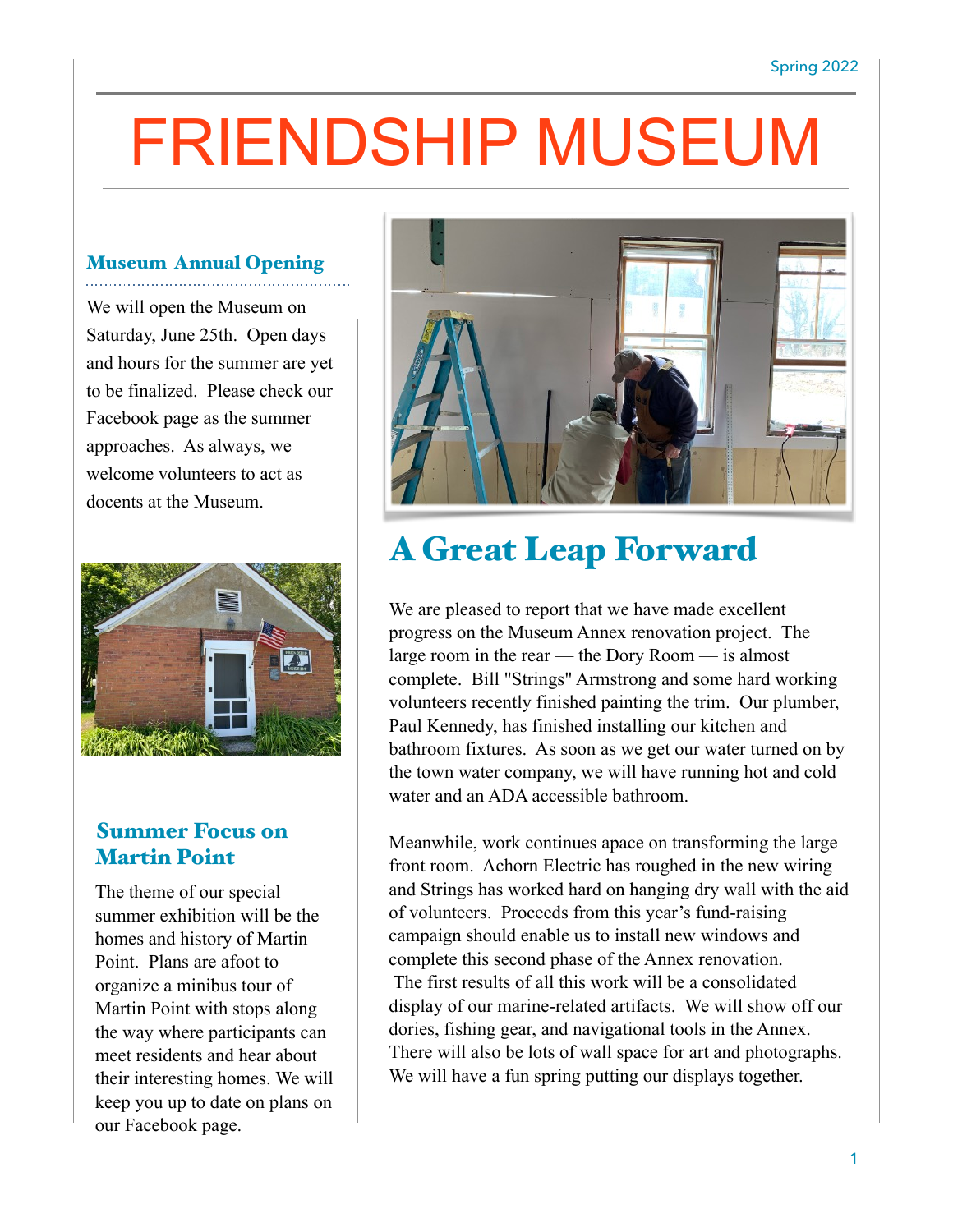# FRIENDSHIP MUSEUM

## Museum Annual Opening

We will open the Museum on Saturday, June 25th. Open days and hours for the summer are yet to be finalized. Please check our Facebook page as the summer approaches. As always, we welcome volunteers to act as docents at the Museum.

## Summer Focus on Martin Point

The theme of our special summer exhibition will be the homes and history of Martin Point. Plans are afoot to organize a minibus tour of Martin Point with stops along the way where participants can meet residents and hear about their interesting homes. We will keep you up to date on plans on our Facebook page.

## A Great Leap Forward

We are pleased to report that we have made excellent progress on the Museum Annex renovation project. The large room in the rear — the Dory Room — is almost complete. Bill "Strings" Armstrong and some hard working volunteers recently finished painting the trim. Our plumber, Paul Kennedy, has finished installing our kitchen and bathroom fixtures. As soon as we get our water turned on by the town water company, we will have running hot and cold water and an ADA accessible bathroom.

Meanwhile, work continues apace on transforming the large front room. Achorn Electric has roughed in the new wiring and Strings has worked hard on hanging dry wall with the aid of volunteers. Proceeds from this year's fund-raising campaign should enable us to install new windows and complete this second phase of the Annex renovation. The first results of all this work will be a consolidated display of our marine-related artifacts. We will show off our dories, fishing gear, and navigational tools in the Annex. There will also be lots of wall space for art and photographs. We will have a fun spring putting our displays together.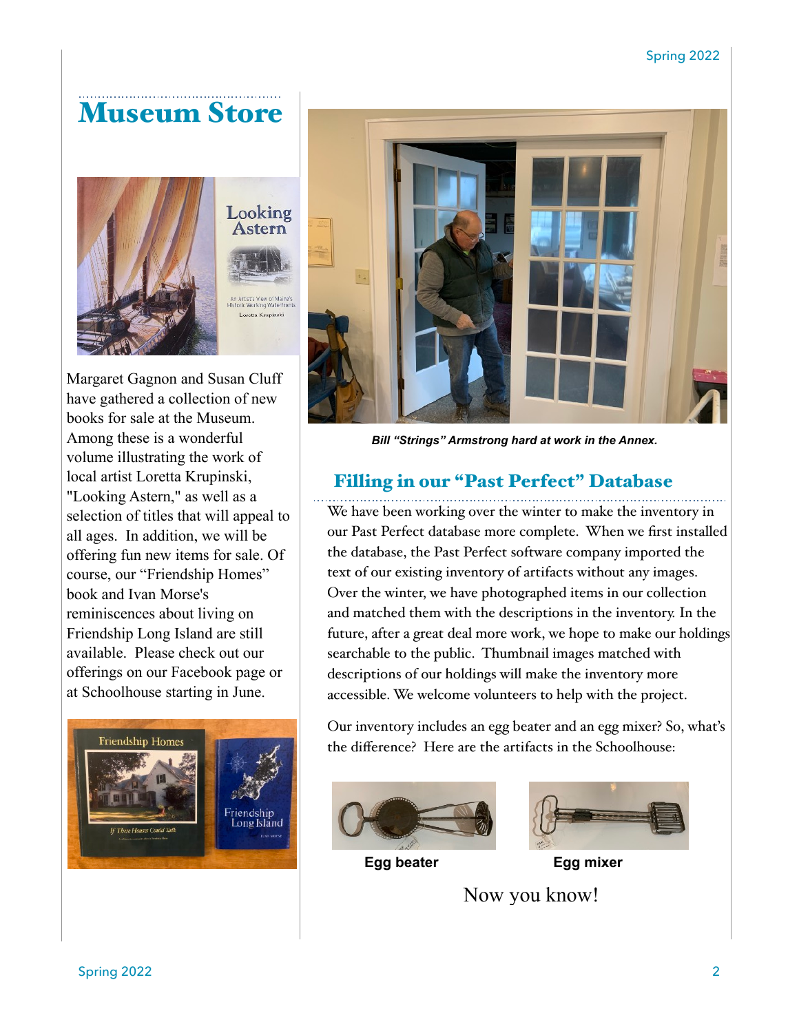# Museum Store

Margaret Gagnon and Susan Cluff have gathered a collection of new books for sale at the Museum. Among these is a wonderful volume illustrating the work of local artist Loretta Krupinski, "Looking Astern," as well as a selection of titles that will appeal to all ages. In addition, we will be offering fun new items for sale. Of course, our "Friendship Homes" book and Ivan Morse's reminiscences about living on Friendship Long Island are still available. Please check out our offerings on our Facebook page or at Schoolhouse starting in June.

***Bill "Strings" Armstrong hard at work in the Annex.***

## Filling in our "Past Perfect" Database

We have been working over the winter to make the inventory in our Past Perfect database more complete. When we first installed the database, the Past Perfect software company imported the text of our existing inventory of artifacts without any images. Over the winter, we have photographed items in our collection and matched them with the descriptions in the inventory. In the future, after a great deal more work, we hope to make our holdings searchable to the public. Thumbnail images matched with descriptions of our holdings will make the inventory more accessible. We welcome volunteers to help with the project.

Our inventory includes an egg beater and an egg mixer? So, what's the difference? Here are the artifacts in the Schoolhouse:

**Egg beater**

**Egg mixer**

Now you know!